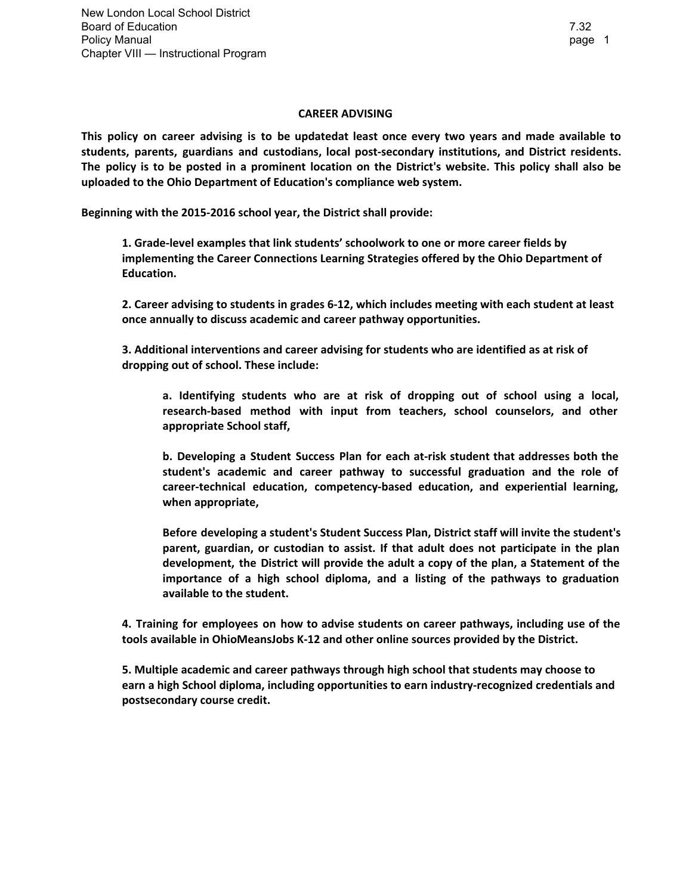# CAREER ADVISING

**This policy on career advising is to be updatedat least once every two years and made available to students, parents, guardians and custodians, local post-secondary institutions, and District residents. The policy is to be posted in a prominent location on the District's website. This policy shall also be uploaded to the Ohio Department of Education's compliance web system.**

**Beginning with the 2015-2016 school year, the District shall provide:**

1. **Grade-level examples that link students' schoolwork to one or more career fields by implementing the Career Connections Learning Strategies offered by the Ohio Department of Education.**

2. **Career advising to students in grades 6-12, which includes meeting with each student at least once annually to discuss academic and career pathway opportunities.**

3. **Additional interventions and career advising for students who are identified as at risk of dropping out of school. These include:**

   a. **Identifying students who are at risk of dropping out of school using a local, research-based method with input from teachers, school counselors, and other appropriate School staff,**

   b. **Developing a Student Success Plan for each at-risk student that addresses both the student's academic and career pathway to successful graduation and the role of career-technical education, competency-based education, and experiential learning, when appropriate,**

   **Before developing a student's Student Success Plan, District staff will invite the student's parent, guardian, or custodian to assist. If that adult does not participate in the plan development, the District will provide the adult a copy of the plan, a Statement of the importance of a high school diploma, and a listing of the pathways to graduation available to the student.**

4. **Training for employees on how to advise students on career pathways, including use of the tools available in OhioMeansJobs K-12 and other online sources provided by the District.**

5. **Multiple academic and career pathways through high school that students may choose to earn a high School diploma, including opportunities to earn industry-recognized credentials and postsecondary course credit.**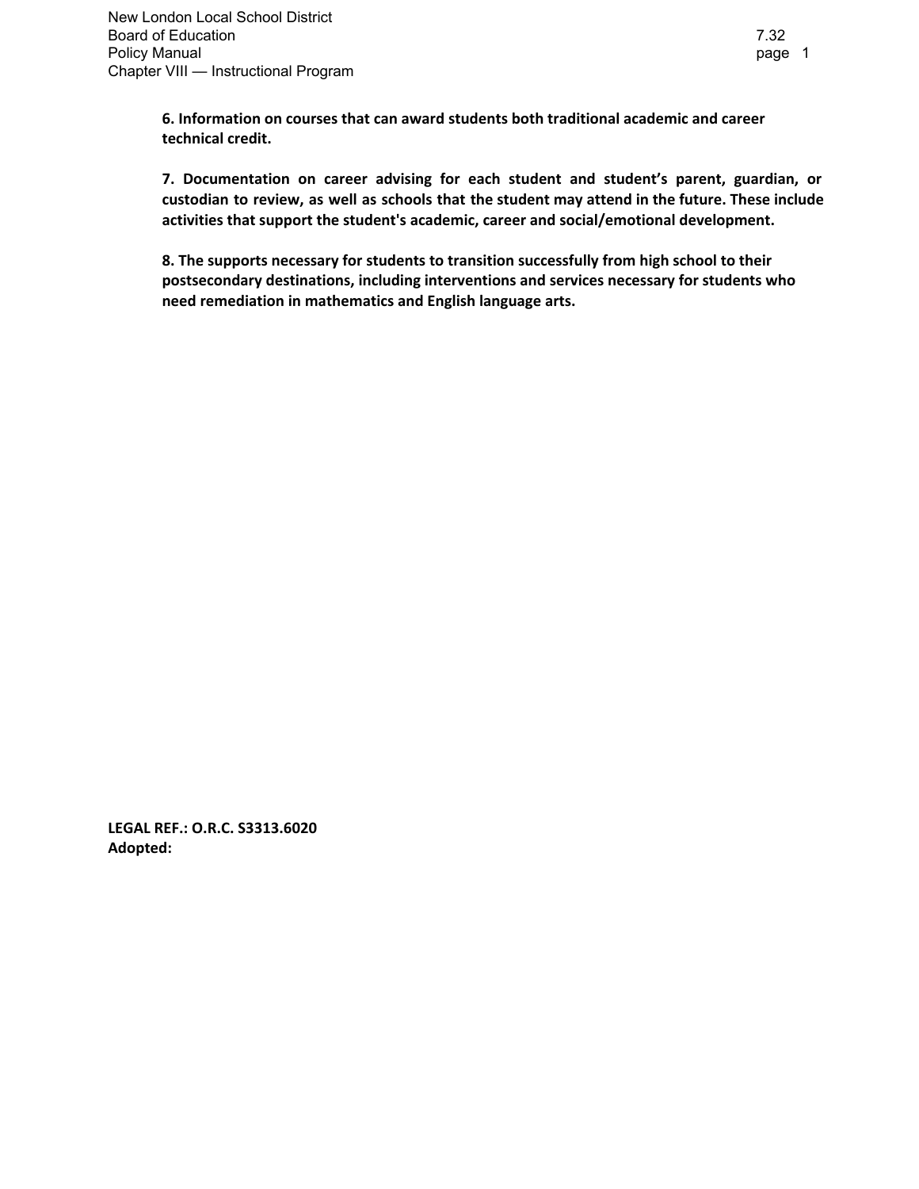**6. Information on courses that can award students both traditional academic and career technical credit.**

**7. Documentation on career advising for each student and student's parent, guardian, or custodian to review, as well as schools that the student may attend in the future. These include activities that support the student's academic, career and social/emotional development.**

**8. The supports necessary for students to transition successfully from high school to their postsecondary destinations, including interventions and services necessary for students who need remediation in mathematics and English language arts.**

**LEGAL REF.: O.R.C. S3313.6020**
**Adopted:**